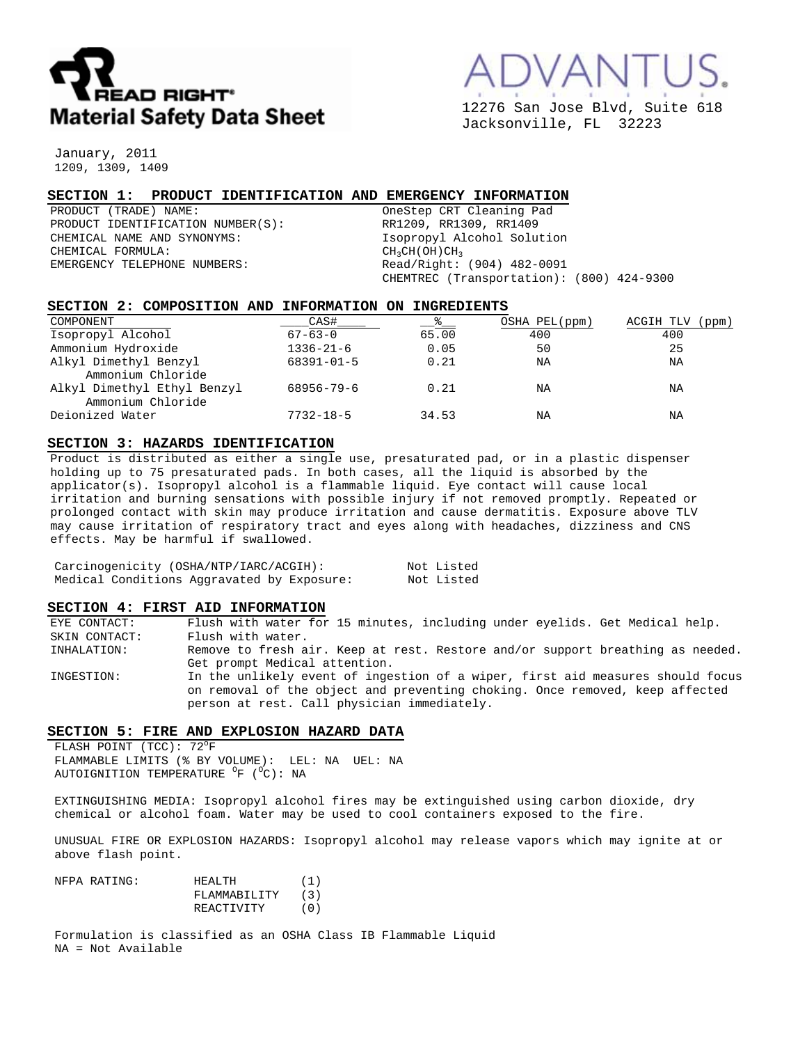# READ RIGHT® Material Safety Data Sheet

ADVANTUS.

12276 San Jose Blvd, Suite 618
Jacksonville, FL 32223

January, 2011
1209, 1309, 1409

## SECTION 1: PRODUCT IDENTIFICATION AND EMERGENCY INFORMATION

| | |
|---|---|
| PRODUCT (TRADE) NAME: | OneStep CRT Cleaning Pad |
| PRODUCT IDENTIFICATION NUMBER(S): | RR1209, RR1309, RR1409 |
| CHEMICAL NAME AND SYNONYMS: | Isopropyl Alcohol Solution |
| CHEMICAL FORMULA: | $CH_3CH(OH)CH_3$ |
| EMERGENCY TELEPHONE NUMBERS: | Read/Right: (904) 482-0091 |
| | CHEMTREC (Transportation): (800) 424-9300 |

## SECTION 2: COMPOSITION AND INFORMATION ON INGREDIENTS

| COMPONENT | CAS# | % | OSHA PEL(ppm) | ACGIH TLV (ppm) |
|---|---|---|---|---|
| Isopropyl Alcohol | 67-63-0 | 65.00 | 400 | 400 |
| Ammonium Hydroxide | 1336-21-6 | 0.05 | 50 | 25 |
| Alkyl Dimethyl Benzyl Ammonium Chloride | 68391-01-5 | 0.21 | NA | NA |
| Alkyl Dimethyl Ethyl Benzyl Ammonium Chloride | 68956-79-6 | 0.21 | NA | NA |
| Deionized Water | 7732-18-5 | 34.53 | NA | NA |

## SECTION 3: HAZARDS IDENTIFICATION

Product is distributed as either a single use, presaturated pad, or in a plastic dispenser holding up to 75 presaturated pads. In both cases, all the liquid is absorbed by the applicator(s). Isopropyl alcohol is a flammable liquid. Eye contact will cause local irritation and burning sensations with possible injury if not removed promptly. Repeated or prolonged contact with skin may produce irritation and cause dermatitis. Exposure above TLV may cause irritation of respiratory tract and eyes along with headaches, dizziness and CNS effects. May be harmful if swallowed.

| | |
|---|---|
| Carcinogenicity (OSHA/NTP/IARC/ACGIH): | Not Listed |
| Medical Conditions Aggravated by Exposure: | Not Listed |

## SECTION 4: FIRST AID INFORMATION

| | |
|---|---|
| EYE CONTACT: | Flush with water for 15 minutes, including under eyelids. Get Medical help. |
| SKIN CONTACT: | Flush with water. |
| INHALATION: | Remove to fresh air. Keep at rest. Restore and/or support breathing as needed. Get prompt Medical attention. |
| INGESTION: | In the unlikely event of ingestion of a wiper, first aid measures should focus on removal of the object and preventing choking. Once removed, keep affected person at rest. Call physician immediately. |

## SECTION 5: FIRE AND EXPLOSION HAZARD DATA

FLASH POINT (TCC): 72°F
FLAMMABLE LIMITS (% BY VOLUME): LEL: NA UEL: NA
AUTOIGNITION TEMPERATURE °F (°C): NA

EXTINGUISHING MEDIA: Isopropyl alcohol fires may be extinguished using carbon dioxide, dry chemical or alcohol foam. Water may be used to cool containers exposed to the fire.

UNUSUAL FIRE OR EXPLOSION HAZARDS: Isopropyl alcohol may release vapors which may ignite at or above flash point.

| NFPA RATING: | | |
|---|---|---|
| | HEALTH | (1) |
| | FLAMMABILITY | (3) |
| | REACTIVITY | (0) |

Formulation is classified as an OSHA Class IB Flammable Liquid
NA = Not Available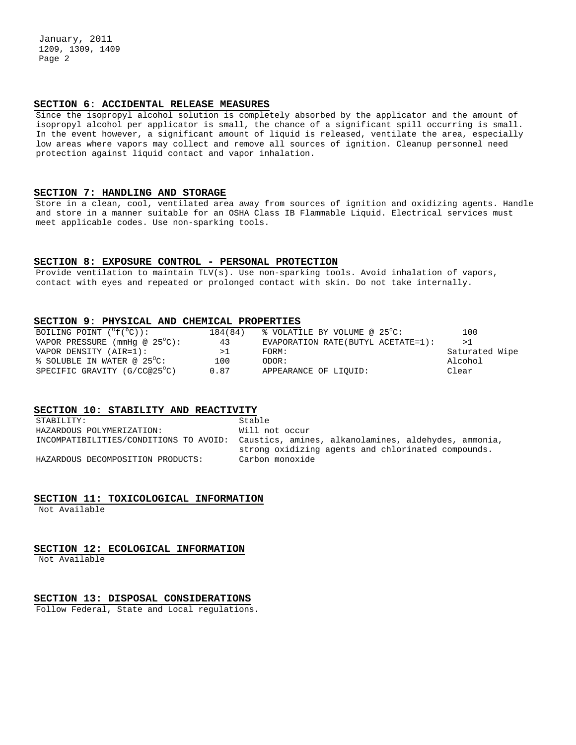## SECTION 6: ACCIDENTAL RELEASE MEASURES

Since the isopropyl alcohol solution is completely absorbed by the applicator and the amount of isopropyl alcohol per applicator is small, the chance of a significant spill occurring is small. In the event however, a significant amount of liquid is released, ventilate the area, especially low areas where vapors may collect and remove all sources of ignition. Cleanup personnel need protection against liquid contact and vapor inhalation.

## SECTION 7: HANDLING AND STORAGE

Store in a clean, cool, ventilated area away from sources of ignition and oxidizing agents. Handle and store in a manner suitable for an OSHA Class IB Flammable Liquid. Electrical services must meet applicable codes. Use non-sparking tools.

## SECTION 8: EXPOSURE CONTROL - PERSONAL PROTECTION

Provide ventilation to maintain TLV(s). Use non-sparking tools. Avoid inhalation of vapors, contact with eyes and repeated or prolonged contact with skin. Do not take internally.

## SECTION 9: PHYSICAL AND CHEMICAL PROPERTIES

| | | | |
|---|---|---|---|
| BOILING POINT ($^{o}$f($^{o}$C)): | 184(84) | % VOLATILE BY VOLUME @ 25$^{o}$C: | 100 |
| VAPOR PRESSURE (mmHg @ 25$^{o}$C): | 43 | EVAPORATION RATE(BUTYL ACETATE=1): | >1 |
| VAPOR DENSITY (AIR=1): | >1 | FORM: | Saturated Wipe |
| % SOLUBLE IN WATER @ 25$^{o}$C: | 100 | ODOR: | Alcohol |
| SPECIFIC GRAVITY (G/CC@25$^{o}$C) | 0.87 | APPEARANCE OF LIQUID: | Clear |

## SECTION 10: STABILITY AND REACTIVITY

| | |
|---|---|
| STABILITY: | Stable |
| HAZARDOUS POLYMERIZATION: | Will not occur |
| INCOMPATIBILITIES/CONDITIONS TO AVOID: | Caustics, amines, alkanolamines, aldehydes, ammonia, strong oxidizing agents and chlorinated compounds. |
| HAZARDOUS DECOMPOSITION PRODUCTS: | Carbon monoxide |

## SECTION 11: TOXICOLOGICAL INFORMATION

Not Available

## SECTION 12: ECOLOGICAL INFORMATION

Not Available

## SECTION 13: DISPOSAL CONSIDERATIONS

Follow Federal, State and Local regulations.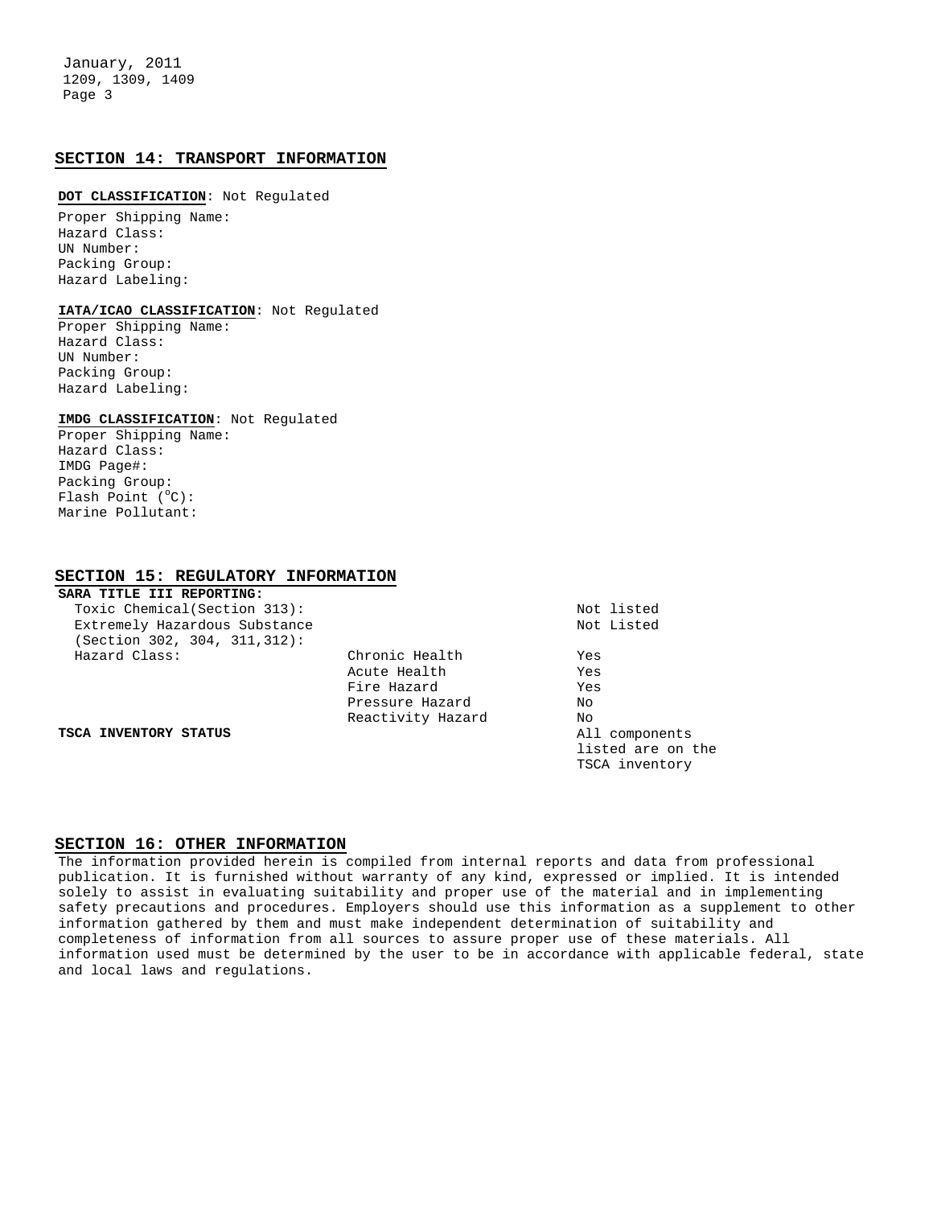## SECTION 14: TRANSPORT INFORMATION

**DOT CLASSIFICATION**: Not Regulated

Proper Shipping Name:
Hazard Class:
UN Number:
Packing Group:
Hazard Labeling:

**IATA/ICAO CLASSIFICATION**: Not Regulated

Proper Shipping Name:
Hazard Class:
UN Number:
Packing Group:
Hazard Labeling:

**IMDG CLASSIFICATION**: Not Regulated

Proper Shipping Name:
Hazard Class:
IMDG Page#:
Packing Group:
Flash Point (°C):
Marine Pollutant:

## SECTION 15: REGULATORY INFORMATION

| | | |
|---|---|---|
| **SARA TITLE III REPORTING:** | | |
| Toxic Chemical(Section 313): | | Not listed |
| Extremely Hazardous Substance (Section 302, 304, 311,312): | | Not Listed |
| Hazard Class: | Chronic Health | Yes |
| | Acute Health | Yes |
| | Fire Hazard | Yes |
| | Pressure Hazard | No |
| | Reactivity Hazard | No |
| **TSCA INVENTORY STATUS** | | All components listed are on the TSCA inventory |

## SECTION 16: OTHER INFORMATION

The information provided herein is compiled from internal reports and data from professional publication. It is furnished without warranty of any kind, expressed or implied. It is intended solely to assist in evaluating suitability and proper use of the material and in implementing safety precautions and procedures. Employers should use this information as a supplement to other information gathered by them and must make independent determination of suitability and completeness of information from all sources to assure proper use of these materials. All information used must be determined by the user to be in accordance with applicable federal, state and local laws and regulations.